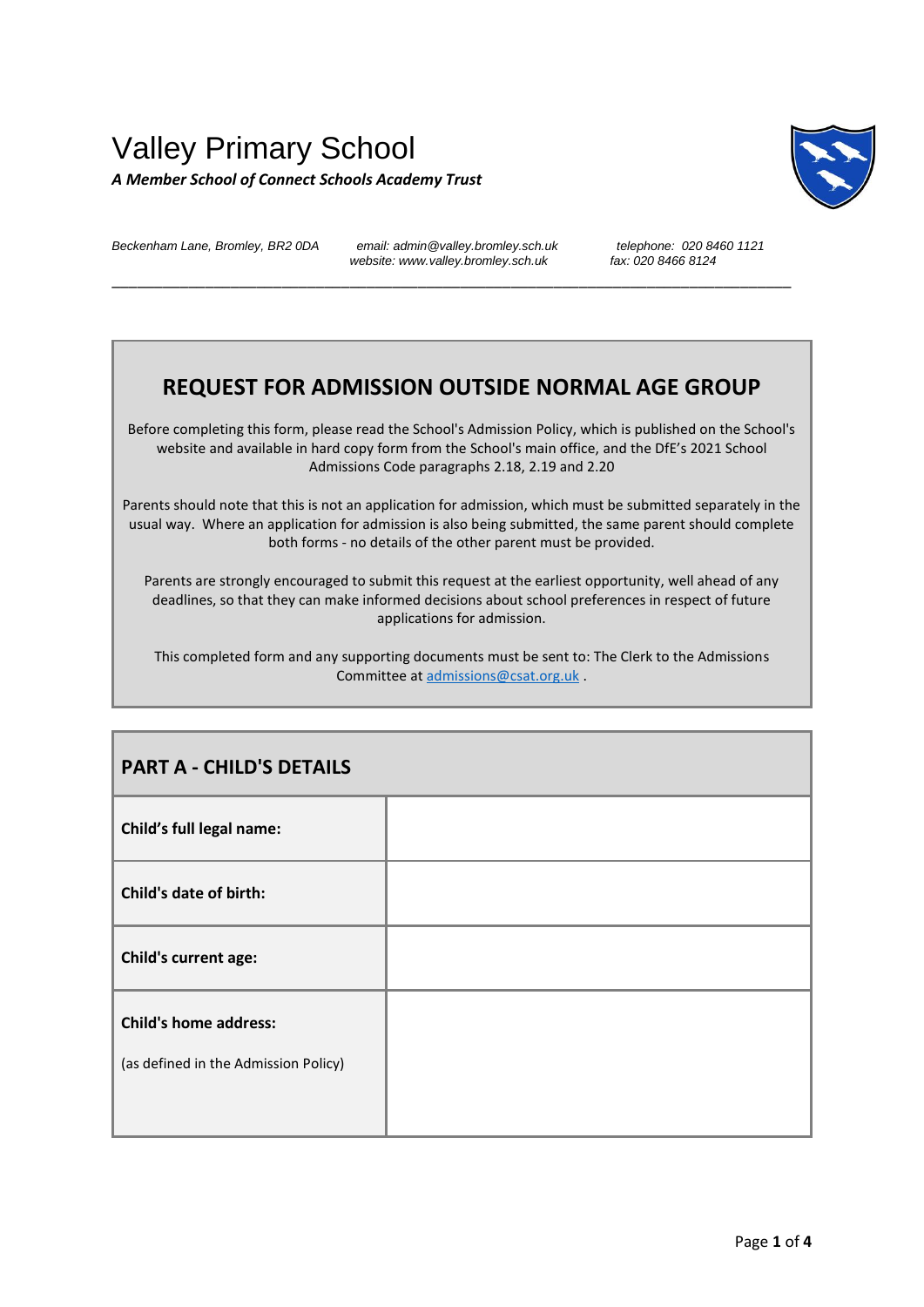# Valley Primary School

***A Member School of Connect Schools Academy Trust***

*Beckenham Lane, Bromley, BR2 0DA* *email: admin@valley.bromley.sch.uk* *website: www.valley.bromley.sch.uk* *telephone: 020 8460 1121* *fax: 020 8466 8124*

---

## REQUEST FOR ADMISSION OUTSIDE NORMAL AGE GROUP

Before completing this form, please read the School's Admission Policy, which is published on the School's website and available in hard copy form from the School's main office, and the DfE's 2021 School Admissions Code paragraphs 2.18, 2.19 and 2.20

Parents should note that this is not an application for admission, which must be submitted separately in the usual way. Where an application for admission is also being submitted, the same parent should complete both forms - no details of the other parent must be provided.

Parents are strongly encouraged to submit this request at the earliest opportunity, well ahead of any deadlines, so that they can make informed decisions about school preferences in respect of future applications for admission.

This completed form and any supporting documents must be sent to: The Clerk to the Admissions Committee at admissions@csat.org.uk .

| **PART A - CHILD'S DETAILS** | |
|---|---|
| **Child's full legal name:** | |
| **Child's date of birth:** | |
| **Child's current age:** | |
| **Child's home address:** (as defined in the Admission Policy) | |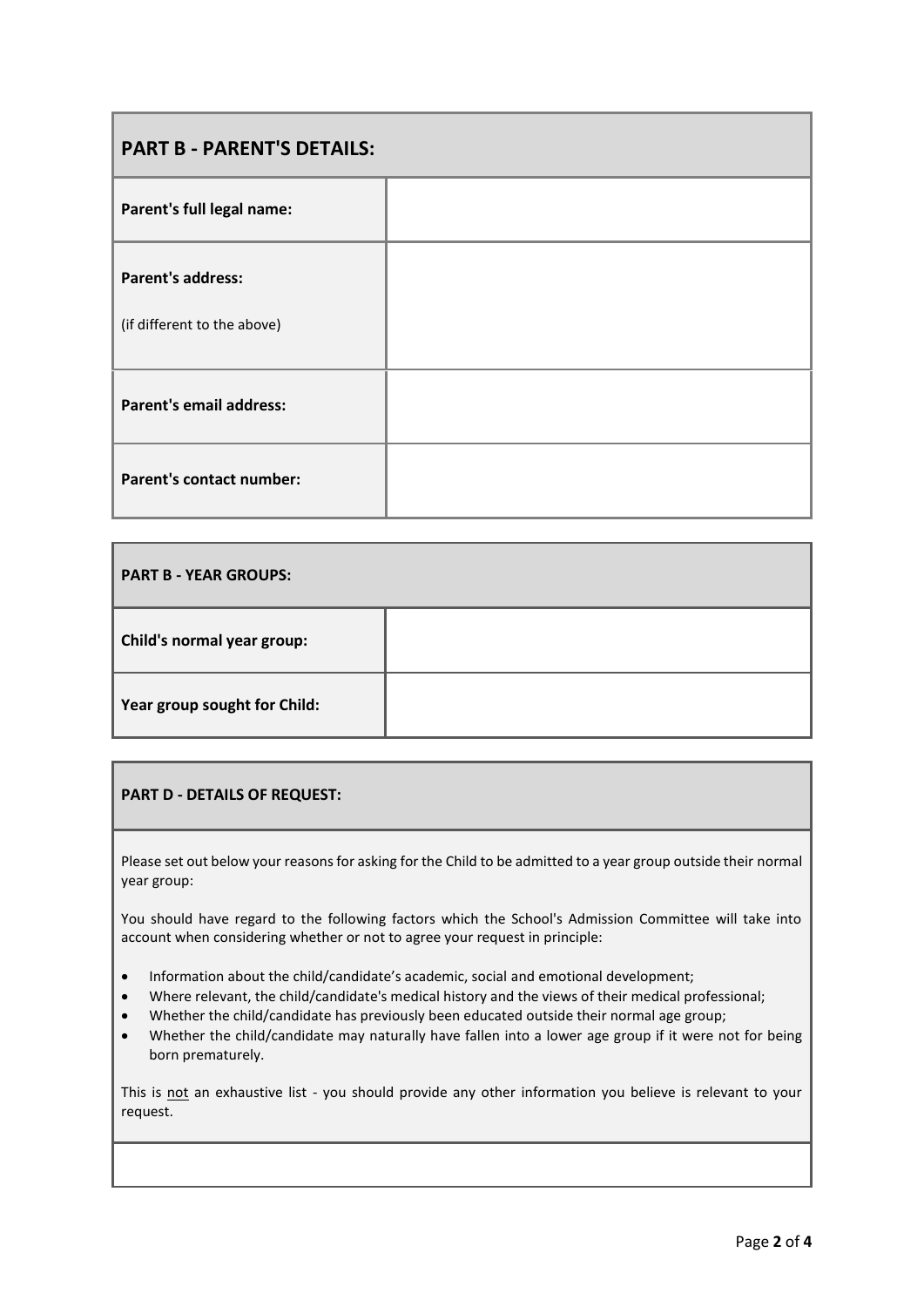| PART B - PARENT'S DETAILS: | |
|---|---|
| **Parent's full legal name:** | |
| **Parent's address:**<br><br>(if different to the above) | |
| **Parent's email address:** | |
| **Parent's contact number:** | |

| PART B - YEAR GROUPS: | |
|---|---|
| **Child's normal year group:** | |
| **Year group sought for Child:** | |

**PART D - DETAILS OF REQUEST:**

Please set out below your reasons for asking for the Child to be admitted to a year group outside their normal year group:

You should have regard to the following factors which the School's Admission Committee will take into account when considering whether or not to agree your request in principle:

- Information about the child/candidate's academic, social and emotional development;
- Where relevant, the child/candidate's medical history and the views of their medical professional;
- Whether the child/candidate has previously been educated outside their normal age group;
- Whether the child/candidate may naturally have fallen into a lower age group if it were not for being born prematurely.

This is <u>not</u> an exhaustive list - you should provide any other information you believe is relevant to your request.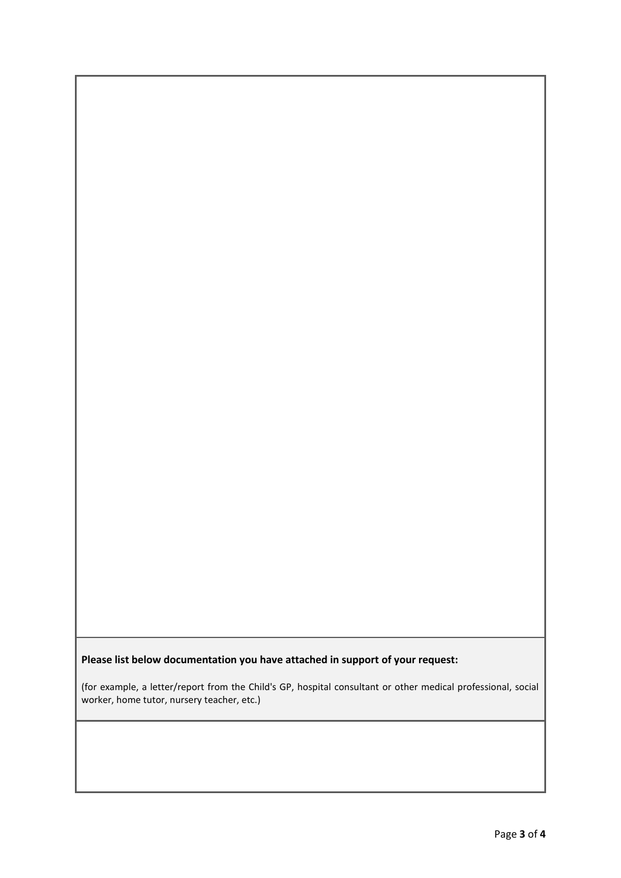**Please list below documentation you have attached in support of your request:**

(for example, a letter/report from the Child's GP, hospital consultant or other medical professional, social worker, home tutor, nursery teacher, etc.)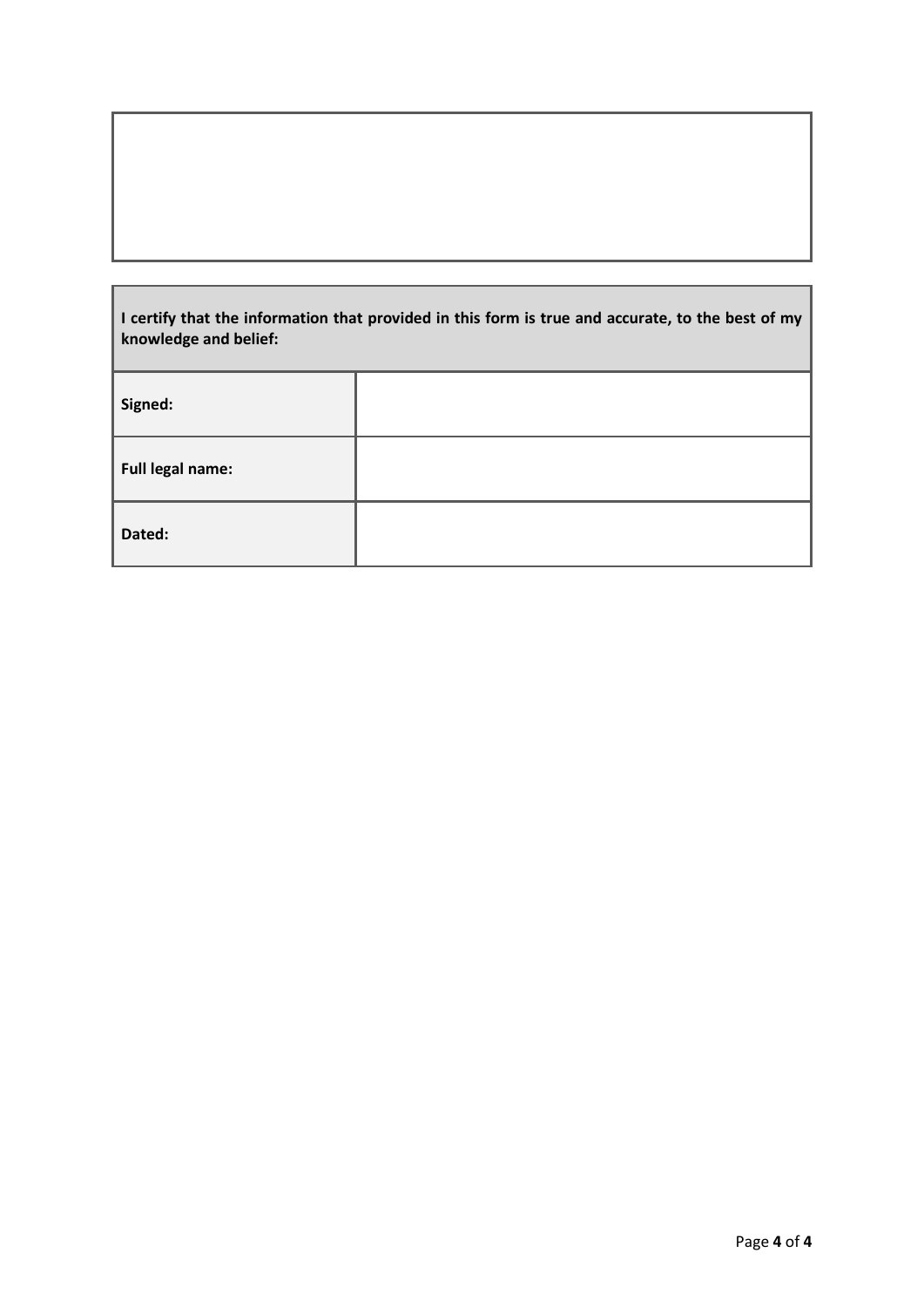| |
|---|
| |

| **I certify that the information that provided in this form is true and accurate, to the best of my knowledge and belief:** | |
|---|---|
| **Signed:** | |
| **Full legal name:** | |
| **Dated:** | |